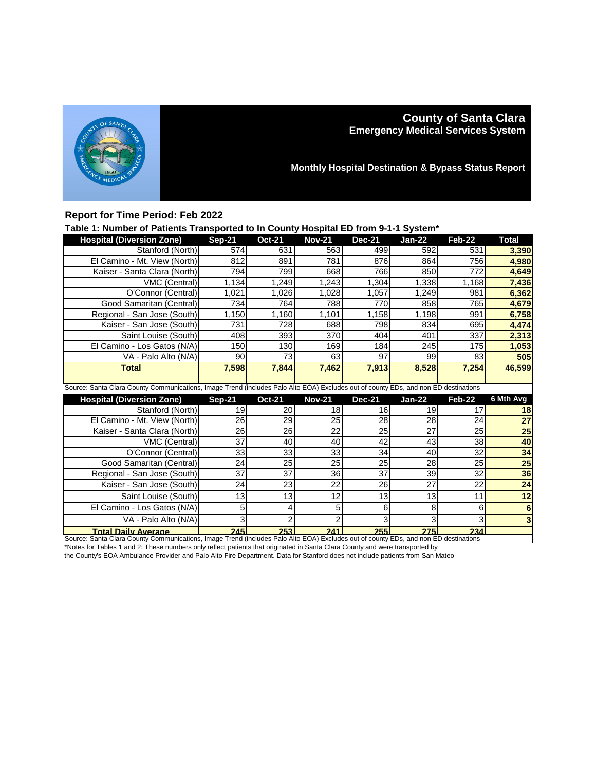# County of Santa Clara
## Emergency Medical Services System

### Monthly Hospital Destination & Bypass Status Report

**Report for Time Period: Feb 2022**

**Table 1: Number of Patients Transported to In County Hospital ED from 9-1-1 System***

| Hospital (Diversion Zone) | Sep-21 | Oct-21 | Nov-21 | Dec-21 | Jan-22 | Feb-22 | Total |
|---|---|---|---|---|---|---|---|
| Stanford (North) | 574 | 631 | 563 | 499 | 592 | 531 | **3,390** |
| El Camino - Mt. View (North) | 812 | 891 | 781 | 876 | 864 | 756 | **4,980** |
| Kaiser - Santa Clara (North) | 794 | 799 | 668 | 766 | 850 | 772 | **4,649** |
| VMC (Central) | 1,134 | 1,249 | 1,243 | 1,304 | 1,338 | 1,168 | **7,436** |
| O'Connor (Central) | 1,021 | 1,026 | 1,028 | 1,057 | 1,249 | 981 | **6,362** |
| Good Samaritan (Central) | 734 | 764 | 788 | 770 | 858 | 765 | **4,679** |
| Regional - San Jose (South) | 1,150 | 1,160 | 1,101 | 1,158 | 1,198 | 991 | **6,758** |
| Kaiser - San Jose (South) | 731 | 728 | 688 | 798 | 834 | 695 | **4,474** |
| Saint Louise (South) | 408 | 393 | 370 | 404 | 401 | 337 | **2,313** |
| El Camino - Los Gatos (N/A) | 150 | 130 | 169 | 184 | 245 | 175 | **1,053** |
| VA - Palo Alto (N/A) | 90 | 73 | 63 | 97 | 99 | 83 | **505** |
| **Total** | **7,598** | **7,844** | **7,462** | **7,913** | **8,528** | **7,254** | **46,599** |

Source: Santa Clara County Communications, Image Trend (includes Palo Alto EOA) Excludes out of county EDs, and non ED destinations

| Hospital (Diversion Zone) | Sep-21 | Oct-21 | Nov-21 | Dec-21 | Jan-22 | Feb-22 | 6 Mth Avg |
|---|---|---|---|---|---|---|---|
| Stanford (North) | 19 | 20 | 18 | 16 | 19 | 17 | **18** |
| El Camino - Mt. View (North) | 26 | 29 | 25 | 28 | 28 | 24 | **27** |
| Kaiser - Santa Clara (North) | 26 | 26 | 22 | 25 | 27 | 25 | **25** |
| VMC (Central) | 37 | 40 | 40 | 42 | 43 | 38 | **40** |
| O'Connor (Central) | 33 | 33 | 33 | 34 | 40 | 32 | **34** |
| Good Samaritan (Central) | 24 | 25 | 25 | 25 | 28 | 25 | **25** |
| Regional - San Jose (South) | 37 | 37 | 36 | 37 | 39 | 32 | **36** |
| Kaiser - San Jose (South) | 24 | 23 | 22 | 26 | 27 | 22 | **24** |
| Saint Louise (South) | 13 | 13 | 12 | 13 | 13 | 11 | **12** |
| El Camino - Los Gatos (N/A) | 5 | 4 | 5 | 6 | 8 | 6 | **6** |
| VA - Palo Alto (N/A) | 3 | 2 | 2 | 3 | 3 | 3 | **3** |
| **Total Daily Average** | **245** | **253** | **241** | **255** | **275** | **234** | |

Source: Santa Clara County Communications, Image Trend (includes Palo Alto EOA) Excludes out of county EDs, and non ED destinations

*Notes for Tables 1 and 2: These numbers only reflect patients that originated in Santa Clara County and were transported by the County's EOA Ambulance Provider and Palo Alto Fire Department. Data for Stanford does not include patients from San Mateo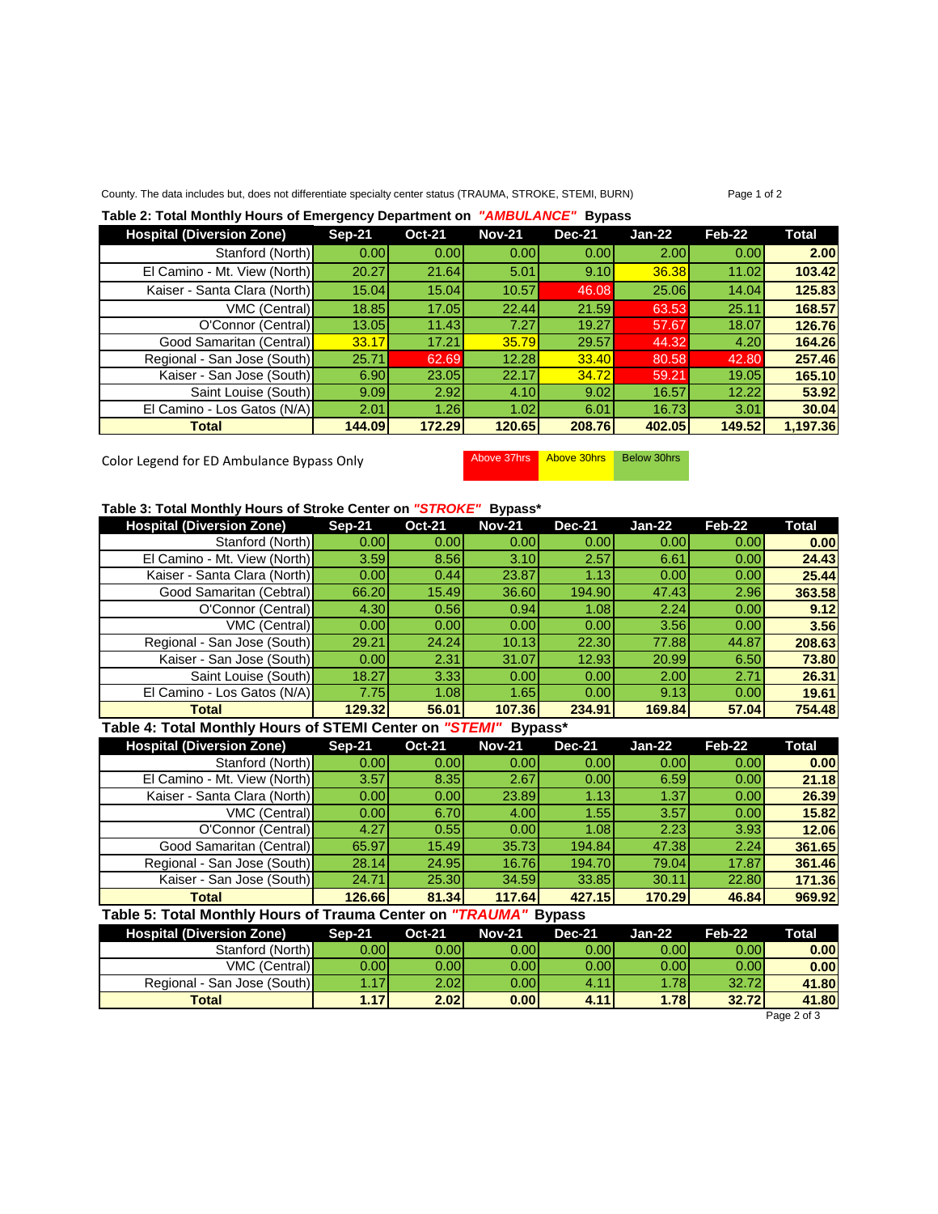County. The data includes but, does not differentiate specialty center status (TRAUMA, STROKE, STEMI, BURN)

**Table 2: Total Monthly Hours of Emergency Department on *"AMBULANCE"* Bypass**

| Hospital (Diversion Zone) | Sep-21 | Oct-21 | Nov-21 | Dec-21 | Jan-22 | Feb-22 | Total |
|---|---|---|---|---|---|---|---|
| Stanford (North) | 0.00 | 0.00 | 0.00 | 0.00 | 2.00 | 0.00 | **2.00** |
| El Camino - Mt. View (North) | 20.27 | 21.64 | 5.01 | 9.10 | 36.38 | 11.02 | **103.42** |
| Kaiser - Santa Clara (North) | 15.04 | 15.04 | 10.57 | 46.08 | 25.06 | 14.04 | **125.83** |
| VMC (Central) | 18.85 | 17.05 | 22.44 | 21.59 | 63.53 | 25.11 | **168.57** |
| O'Connor (Central) | 13.05 | 11.43 | 7.27 | 19.27 | 57.67 | 18.07 | **126.76** |
| Good Samaritan (Central) | 33.17 | 17.21 | 35.79 | 29.57 | 44.32 | 4.20 | **164.26** |
| Regional - San Jose (South) | 25.71 | 62.69 | 12.28 | 33.40 | 80.58 | 42.80 | **257.46** |
| Kaiser - San Jose (South) | 6.90 | 23.05 | 22.17 | 34.72 | 59.21 | 19.05 | **165.10** |
| Saint Louise (South) | 9.09 | 2.92 | 4.10 | 9.02 | 16.57 | 12.22 | **53.92** |
| El Camino - Los Gatos (N/A) | 2.01 | 1.26 | 1.02 | 6.01 | 16.73 | 3.01 | **30.04** |
| **Total** | **144.09** | **172.29** | **120.65** | **208.76** | **402.05** | **149.52** | **1,197.36** |

Color Legend for ED Ambulance Bypass Only: Above 37hrs | Above 30hrs | Below 30hrs

**Table 3: Total Monthly Hours of Stroke Center on *"STROKE"* Bypass***

| Hospital (Diversion Zone) | Sep-21 | Oct-21 | Nov-21 | Dec-21 | Jan-22 | Feb-22 | Total |
|---|---|---|---|---|---|---|---|
| Stanford (North) | 0.00 | 0.00 | 0.00 | 0.00 | 0.00 | 0.00 | **0.00** |
| El Camino - Mt. View (North) | 3.59 | 8.56 | 3.10 | 2.57 | 6.61 | 0.00 | **24.43** |
| Kaiser - Santa Clara (North) | 0.00 | 0.44 | 23.87 | 1.13 | 0.00 | 0.00 | **25.44** |
| Good Samaritan (Cebtral) | 66.20 | 15.49 | 36.60 | 194.90 | 47.43 | 2.96 | **363.58** |
| O'Connor (Central) | 4.30 | 0.56 | 0.94 | 1.08 | 2.24 | 0.00 | **9.12** |
| VMC (Central) | 0.00 | 0.00 | 0.00 | 0.00 | 3.56 | 0.00 | **3.56** |
| Regional - San Jose (South) | 29.21 | 24.24 | 10.13 | 22.30 | 77.88 | 44.87 | **208.63** |
| Kaiser - San Jose (South) | 0.00 | 2.31 | 31.07 | 12.93 | 20.99 | 6.50 | **73.80** |
| Saint Louise (South) | 18.27 | 3.33 | 0.00 | 0.00 | 2.00 | 2.71 | **26.31** |
| El Camino - Los Gatos (N/A) | 7.75 | 1.08 | 1.65 | 0.00 | 9.13 | 0.00 | **19.61** |
| **Total** | **129.32** | **56.01** | **107.36** | **234.91** | **169.84** | **57.04** | **754.48** |

**Table 4: Total Monthly Hours of STEMI Center on *"STEMI"* Bypass***

| Hospital (Diversion Zone) | Sep-21 | Oct-21 | Nov-21 | Dec-21 | Jan-22 | Feb-22 | Total |
|---|---|---|---|---|---|---|---|
| Stanford (North) | 0.00 | 0.00 | 0.00 | 0.00 | 0.00 | 0.00 | **0.00** |
| El Camino - Mt. View (North) | 3.57 | 8.35 | 2.67 | 0.00 | 6.59 | 0.00 | **21.18** |
| Kaiser - Santa Clara (North) | 0.00 | 0.00 | 23.89 | 1.13 | 1.37 | 0.00 | **26.39** |
| VMC (Central) | 0.00 | 6.70 | 4.00 | 1.55 | 3.57 | 0.00 | **15.82** |
| O'Connor (Central) | 4.27 | 0.55 | 0.00 | 1.08 | 2.23 | 3.93 | **12.06** |
| Good Samaritan (Central) | 65.97 | 15.49 | 35.73 | 194.84 | 47.38 | 2.24 | **361.65** |
| Regional - San Jose (South) | 28.14 | 24.95 | 16.76 | 194.70 | 79.04 | 17.87 | **361.46** |
| Kaiser - San Jose (South) | 24.71 | 25.30 | 34.59 | 33.85 | 30.11 | 22.80 | **171.36** |
| **Total** | **126.66** | **81.34** | **117.64** | **427.15** | **170.29** | **46.84** | **969.92** |

**Table 5: Total Monthly Hours of Trauma Center on *"TRAUMA"* Bypass**

| Hospital (Diversion Zone) | Sep-21 | Oct-21 | Nov-21 | Dec-21 | Jan-22 | Feb-22 | Total |
|---|---|---|---|---|---|---|---|
| Stanford (North) | 0.00 | 0.00 | 0.00 | 0.00 | 0.00 | 0.00 | **0.00** |
| VMC (Central) | 0.00 | 0.00 | 0.00 | 0.00 | 0.00 | 0.00 | **0.00** |
| Regional - San Jose (South) | 1.17 | 2.02 | 0.00 | 4.11 | 1.78 | 32.72 | **41.80** |
| **Total** | **1.17** | **2.02** | **0.00** | **4.11** | **1.78** | **32.72** | **41.80** |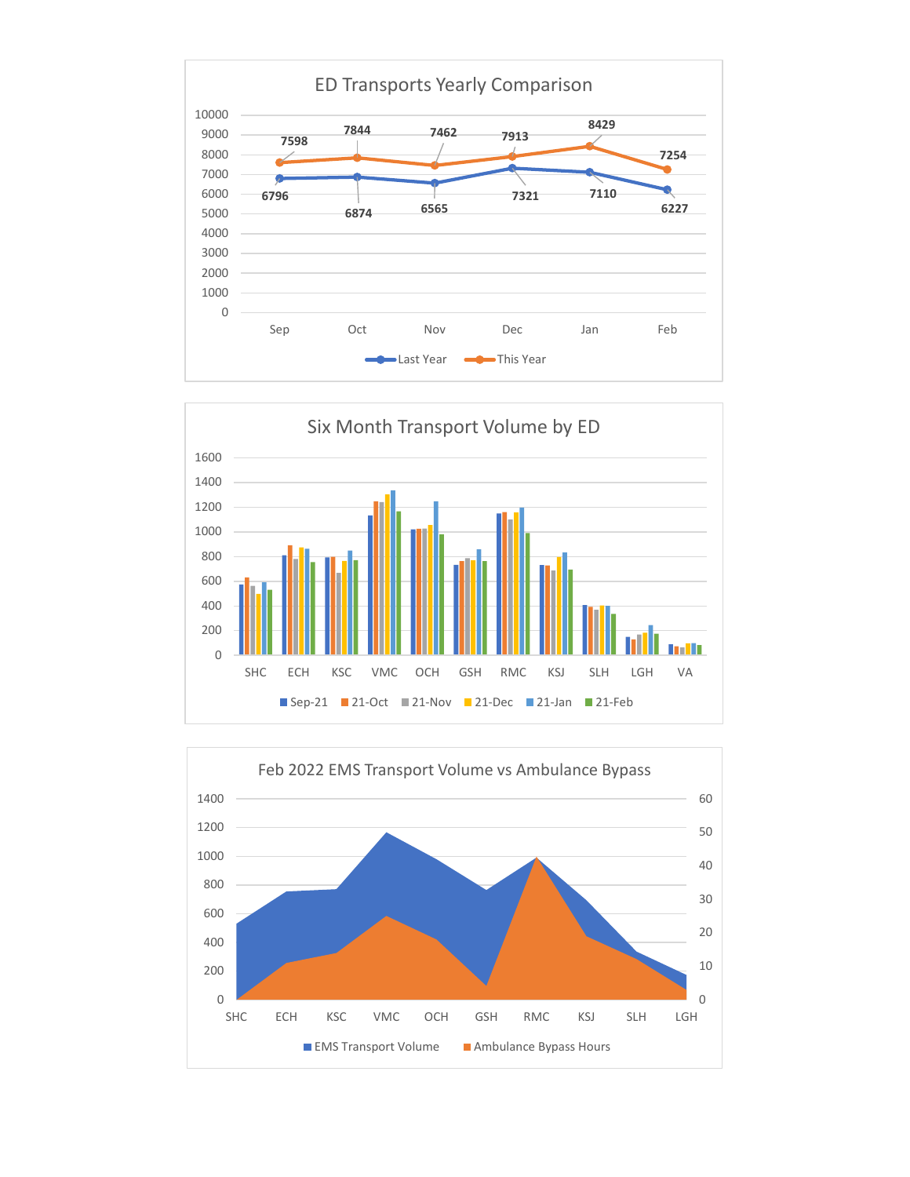ED Transports Yearly Comparison

10000
9000
8000
7000
6000
5000
4000
3000
2000
1000
0

7598
7844
7462
7913
8429
7254
6796
6874
6565
7321
7110
6227

Sep
Oct
Nov
Dec
Jan
Feb

Last Year
This Year

Six Month Transport Volume by ED

1600
1400
1200
1000
800
600
400
200
0

SHC
ECH
KSC
VMC
OCH
GSH
RMC
KSJ
SLH
LGH
VA

Sep-21
21-Oct
21-Nov
21-Dec
21-Jan
21-Feb

Feb 2022 EMS Transport Volume vs Ambulance Bypass

1400
1200
1000
800
600
400
200
0

60
50
40
30
20
10
0

SHC
ECH
KSC
VMC
OCH
GSH
RMC
KSJ
SLH
LGH

EMS Transport Volume
Ambulance Bypass Hours